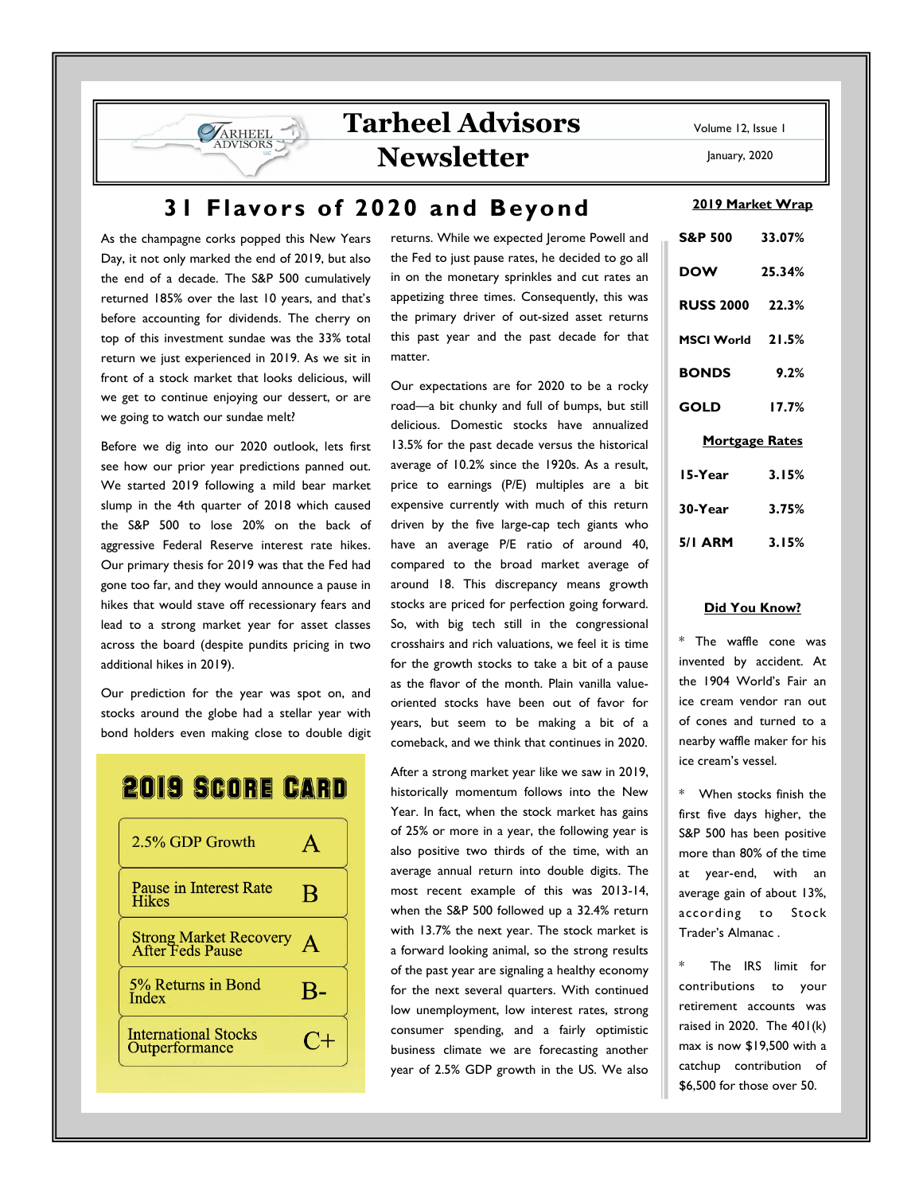# Tarheel Advisors Newsletter

Volume 12, Issue 1

January, 2020

## 31 Flavors of 2020 and Beyond

As the champagne corks popped this New Years Day, it not only marked the end of 2019, but also the end of a decade. The S&P 500 cumulatively returned 185% over the last 10 years, and that's before accounting for dividends. The cherry on top of this investment sundae was the 33% total return we just experienced in 2019. As we sit in front of a stock market that looks delicious, will we get to continue enjoying our dessert, or are we going to watch our sundae melt?

Before we dig into our 2020 outlook, lets first see how our prior year predictions panned out. We started 2019 following a mild bear market slump in the 4th quarter of 2018 which caused the S&P 500 to lose 20% on the back of aggressive Federal Reserve interest rate hikes. Our primary thesis for 2019 was that the Fed had gone too far, and they would announce a pause in hikes that would stave off recessionary fears and lead to a strong market year for asset classes across the board (despite pundits pricing in two additional hikes in 2019).

Our prediction for the year was spot on, and stocks around the globe had a stellar year with bond holders even making close to double digit returns. While we expected Jerome Powell and the Fed to just pause rates, he decided to go all in on the monetary sprinkles and cut rates an appetizing three times. Consequently, this was the primary driver of out-sized asset returns this past year and the past decade for that matter.

### 2019 Score Card

| | |
|---|---|
| 2.5% GDP Growth | A |
| Pause in Interest Rate Hikes | B |
| Strong Market Recovery After Feds Pause | A |
| 5% Returns in Bond Index | B- |
| International Stocks Outperformance | C+ |

Our expectations are for 2020 to be a rocky road—a bit chunky and full of bumps, but still delicious. Domestic stocks have annualized 13.5% for the past decade versus the historical average of 10.2% since the 1920s. As a result, price to earnings (P/E) multiples are a bit expensive currently with much of this return driven by the five large-cap tech giants who have an average P/E ratio of around 40, compared to the broad market average of around 18. This discrepancy means growth stocks are priced for perfection going forward. So, with big tech still in the congressional crosshairs and rich valuations, we feel it is time for the growth stocks to take a bit of a pause as the flavor of the month. Plain vanilla value-oriented stocks have been out of favor for years, but seem to be making a bit of a comeback, and we think that continues in 2020.

After a strong market year like we saw in 2019, historically momentum follows into the New Year. In fact, when the stock market has gains of 25% or more in a year, the following year is also positive two thirds of the time, with an average annual return into double digits. The most recent example of this was 2013-14, when the S&P 500 followed up a 32.4% return with 13.7% the next year. The stock market is a forward looking animal, so the strong results of the past year are signaling a healthy economy for the next several quarters. With continued low unemployment, low interest rates, strong consumer spending, and a fairly optimistic business climate we are forecasting another year of 2.5% GDP growth in the US. We also

### 2019 Market Wrap

| | |
|---|---|
| S&P 500 | 33.07% |
| DOW | 25.34% |
| RUSS 2000 | 22.3% |
| MSCI World | 21.5% |
| BONDS | 9.2% |
| GOLD | 17.7% |

### Mortgage Rates

| | |
|---|---|
| 15-Year | 3.15% |
| 30-Year | 3.75% |
| 5/1 ARM | 3.15% |

### Did You Know?

* The waffle cone was invented by accident. At the 1904 World's Fair an ice cream vendor ran out of cones and turned to a nearby waffle maker for his ice cream's vessel.

* When stocks finish the first five days higher, the S&P 500 has been positive more than 80% of the time at year-end, with an average gain of about 13%, according to Stock Trader's Almanac .

* The IRS limit for contributions to your retirement accounts was raised in 2020. The 401(k) max is now $19,500 with a catchup contribution of $6,500 for those over 50.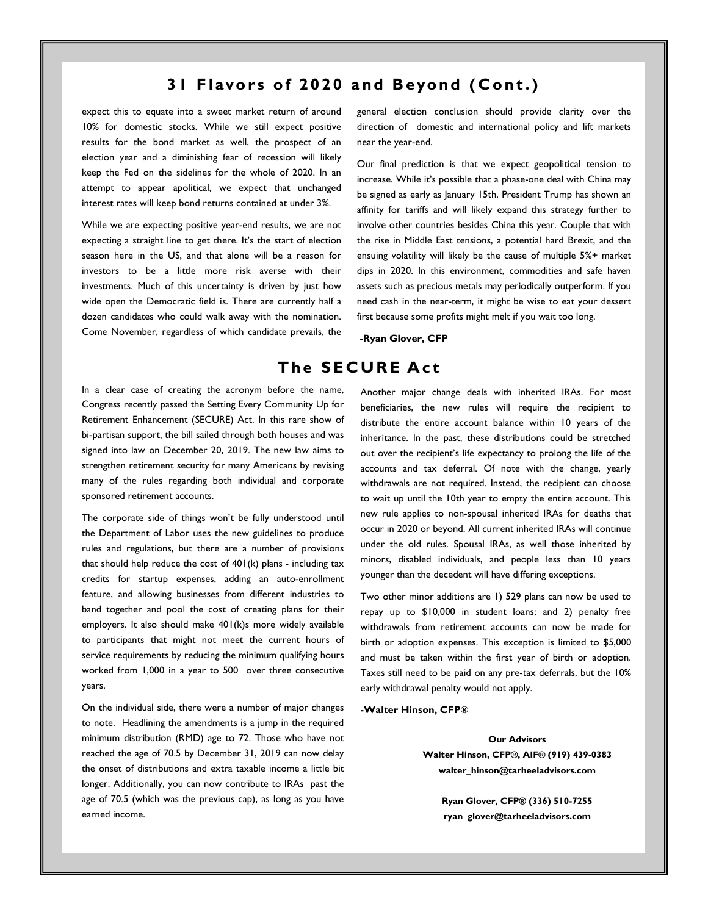## 31 Flavors of 2020 and Beyond (Cont.)

expect this to equate into a sweet market return of around 10% for domestic stocks. While we still expect positive results for the bond market as well, the prospect of an election year and a diminishing fear of recession will likely keep the Fed on the sidelines for the whole of 2020. In an attempt to appear apolitical, we expect that unchanged interest rates will keep bond returns contained at under 3%.

While we are expecting positive year-end results, we are not expecting a straight line to get there. It's the start of election season here in the US, and that alone will be a reason for investors to be a little more risk averse with their investments. Much of this uncertainty is driven by just how wide open the Democratic field is. There are currently half a dozen candidates who could walk away with the nomination. Come November, regardless of which candidate prevails, the general election conclusion should provide clarity over the direction of domestic and international policy and lift markets near the year-end.

Our final prediction is that we expect geopolitical tension to increase. While it's possible that a phase-one deal with China may be signed as early as January 15th, President Trump has shown an affinity for tariffs and will likely expand this strategy further to involve other countries besides China this year. Couple that with the rise in Middle East tensions, a potential hard Brexit, and the ensuing volatility will likely be the cause of multiple 5%+ market dips in 2020. In this environment, commodities and safe haven assets such as precious metals may periodically outperform. If you need cash in the near-term, it might be wise to eat your dessert first because some profits might melt if you wait too long.

**-Ryan Glover, CFP**

## The SECURE Act

In a clear case of creating the acronym before the name, Congress recently passed the Setting Every Community Up for Retirement Enhancement (SECURE) Act. In this rare show of bi-partisan support, the bill sailed through both houses and was signed into law on December 20, 2019. The new law aims to strengthen retirement security for many Americans by revising many of the rules regarding both individual and corporate sponsored retirement accounts.

The corporate side of things won't be fully understood until the Department of Labor uses the new guidelines to produce rules and regulations, but there are a number of provisions that should help reduce the cost of 401(k) plans - including tax credits for startup expenses, adding an auto-enrollment feature, and allowing businesses from different industries to band together and pool the cost of creating plans for their employers. It also should make 401(k)s more widely available to participants that might not meet the current hours of service requirements by reducing the minimum qualifying hours worked from 1,000 in a year to 500 over three consecutive years.

On the individual side, there were a number of major changes to note. Headlining the amendments is a jump in the required minimum distribution (RMD) age to 72. Those who have not reached the age of 70.5 by December 31, 2019 can now delay the onset of distributions and extra taxable income a little bit longer. Additionally, you can now contribute to IRAs past the age of 70.5 (which was the previous cap), as long as you have earned income.

Another major change deals with inherited IRAs. For most beneficiaries, the new rules will require the recipient to distribute the entire account balance within 10 years of the inheritance. In the past, these distributions could be stretched out over the recipient's life expectancy to prolong the life of the accounts and tax deferral. Of note with the change, yearly withdrawals are not required. Instead, the recipient can choose to wait up until the 10th year to empty the entire account. This new rule applies to non-spousal inherited IRAs for deaths that occur in 2020 or beyond. All current inherited IRAs will continue under the old rules. Spousal IRAs, as well those inherited by minors, disabled individuals, and people less than 10 years younger than the decedent will have differing exceptions.

Two other minor additions are 1) 529 plans can now be used to repay up to $10,000 in student loans; and 2) penalty free withdrawals from retirement accounts can now be made for birth or adoption expenses. This exception is limited to $5,000 and must be taken within the first year of birth or adoption. Taxes still need to be paid on any pre-tax deferrals, but the 10% early withdrawal penalty would not apply.

**-Walter Hinson, CFP®**

**Our Advisors**

**Walter Hinson, CFP®, AIF® (919) 439-0383**
**walter_hinson@tarheeladvisors.com**

**Ryan Glover, CFP® (336) 510-7255**
**ryan_glover@tarheeladvisors.com**